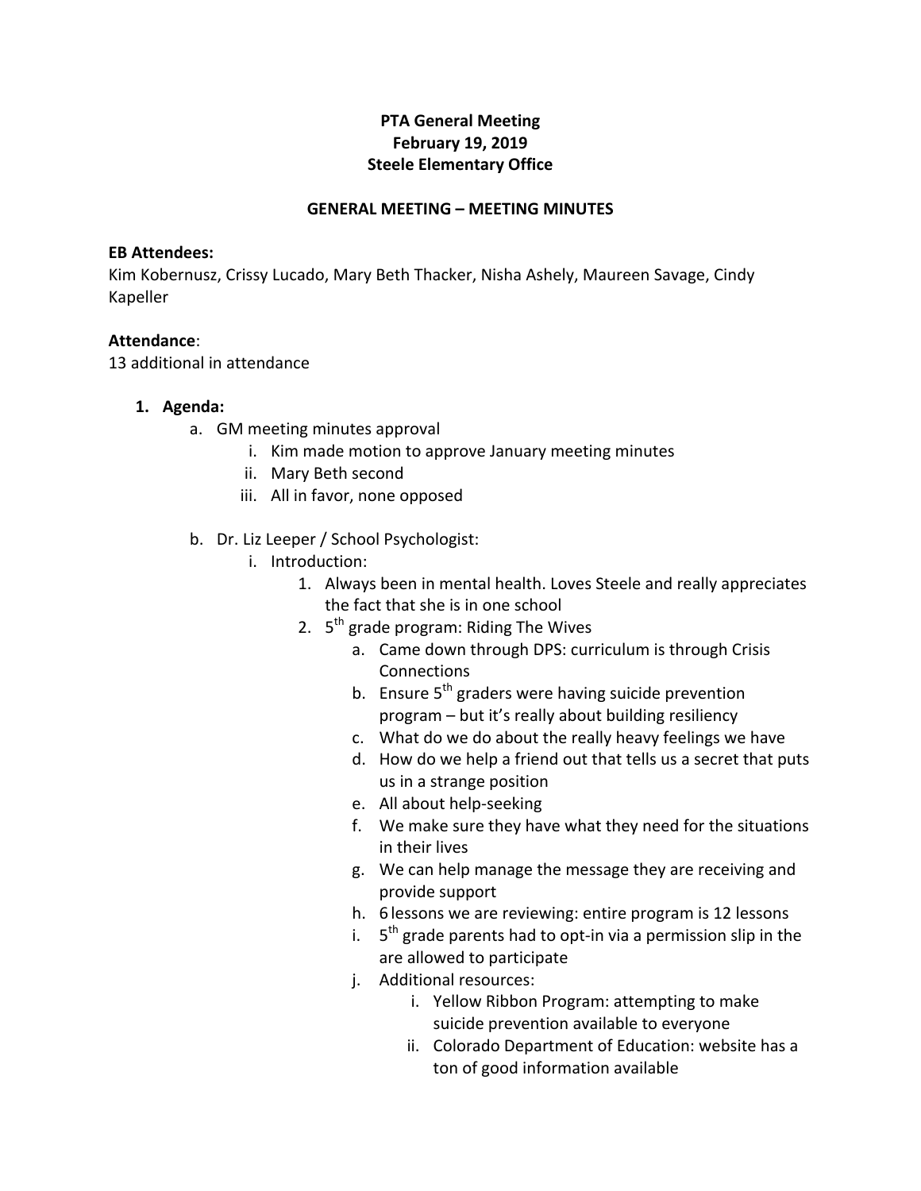**PTA General Meeting**
**February 19, 2019**
**Steele Elementary Office**

**GENERAL MEETING – MEETING MINUTES**

**EB Attendees:**
Kim Kobernusz, Crissy Lucado, Mary Beth Thacker, Nisha Ashely, Maureen Savage, Cindy Kapeller

**Attendance**:
13 additional in attendance

1. **Agenda:**
   a. GM meeting minutes approval
      i. Kim made motion to approve January meeting minutes
      ii. Mary Beth second
      iii. All in favor, none opposed

   b. Dr. Liz Leeper / School Psychologist:
      i. Introduction:
         1. Always been in mental health. Loves Steele and really appreciates the fact that she is in one school
         2. 5th grade program: Riding The Wives
            a. Came down through DPS: curriculum is through Crisis Connections
            b. Ensure 5th graders were having suicide prevention program – but it's really about building resiliency
            c. What do we do about the really heavy feelings we have
            d. How do we help a friend out that tells us a secret that puts us in a strange position
            e. All about help-seeking
            f. We make sure they have what they need for the situations in their lives
            g. We can help manage the message they are receiving and provide support
            h. 6 lessons we are reviewing: entire program is 12 lessons
            i. 5th grade parents had to opt-in via a permission slip in the are allowed to participate
            j. Additional resources:
               i. Yellow Ribbon Program: attempting to make suicide prevention available to everyone
               ii. Colorado Department of Education: website has a ton of good information available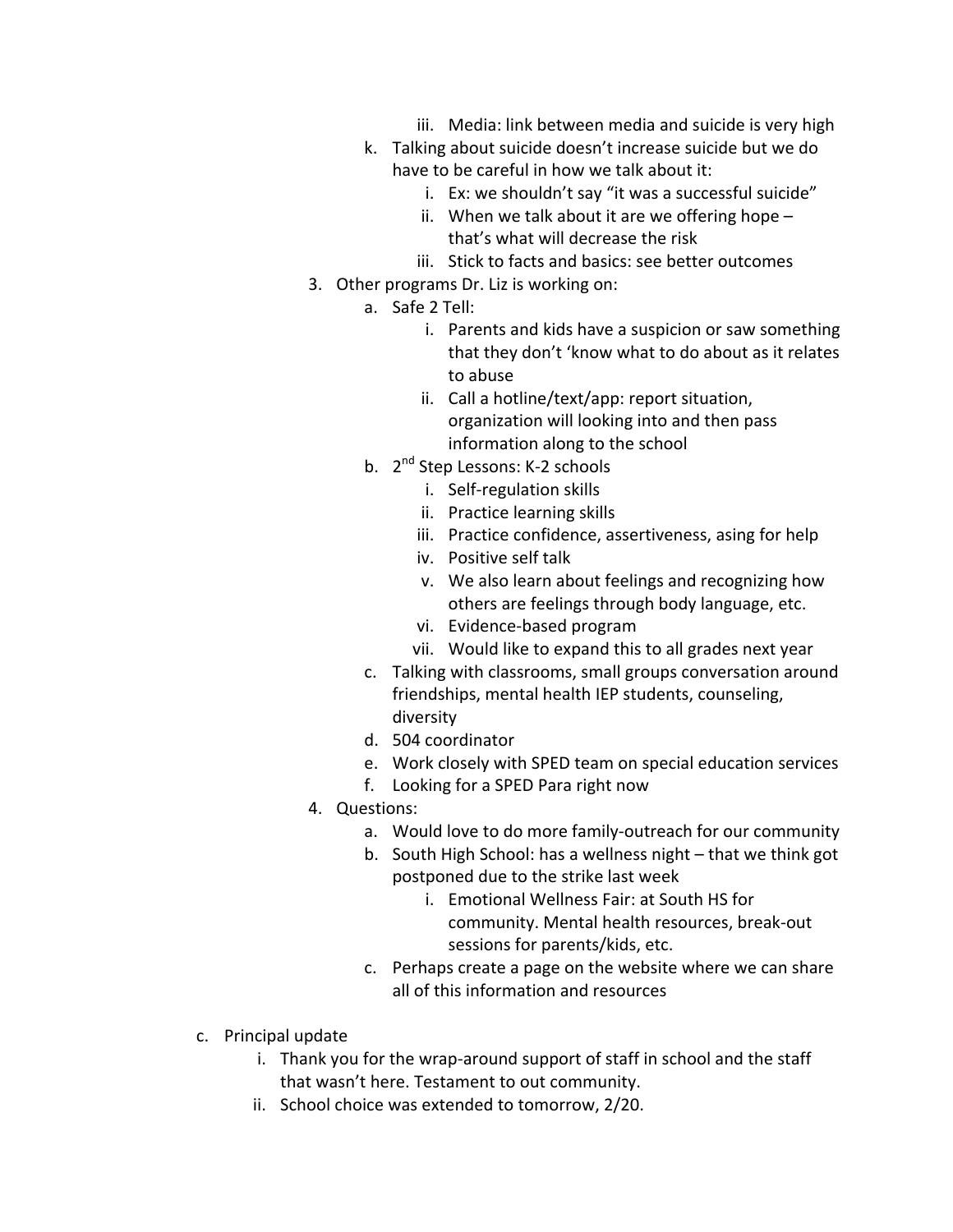- iii. Media: link between media and suicide is very high
   - k. Talking about suicide doesn't increase suicide but we do have to be careful in how we talk about it:
     - i. Ex: we shouldn't say "it was a successful suicide"
     - ii. When we talk about it are we offering hope – that's what will decrease the risk
     - iii. Stick to facts and basics: see better outcomes
3. Other programs Dr. Liz is working on:
   - a. Safe 2 Tell:
     - i. Parents and kids have a suspicion or saw something that they don't 'know what to do about as it relates to abuse
     - ii. Call a hotline/text/app: report situation, organization will looking into and then pass information along to the school
   - b. 2nd Step Lessons: K-2 schools
     - i. Self-regulation skills
     - ii. Practice learning skills
     - iii. Practice confidence, assertiveness, asing for help
     - iv. Positive self talk
     - v. We also learn about feelings and recognizing how others are feelings through body language, etc.
     - vi. Evidence-based program
     - vii. Would like to expand this to all grades next year
   - c. Talking with classrooms, small groups conversation around friendships, mental health IEP students, counseling, diversity
   - d. 504 coordinator
   - e. Work closely with SPED team on special education services
   - f. Looking for a SPED Para right now
4. Questions:
   - a. Would love to do more family-outreach for our community
   - b. South High School: has a wellness night – that we think got postponed due to the strike last week
     - i. Emotional Wellness Fair: at South HS for community. Mental health resources, break-out sessions for parents/kids, etc.
   - c. Perhaps create a page on the website where we can share all of this information and resources

- c. Principal update
  - i. Thank you for the wrap-around support of staff in school and the staff that wasn't here. Testament to out community.
  - ii. School choice was extended to tomorrow, 2/20.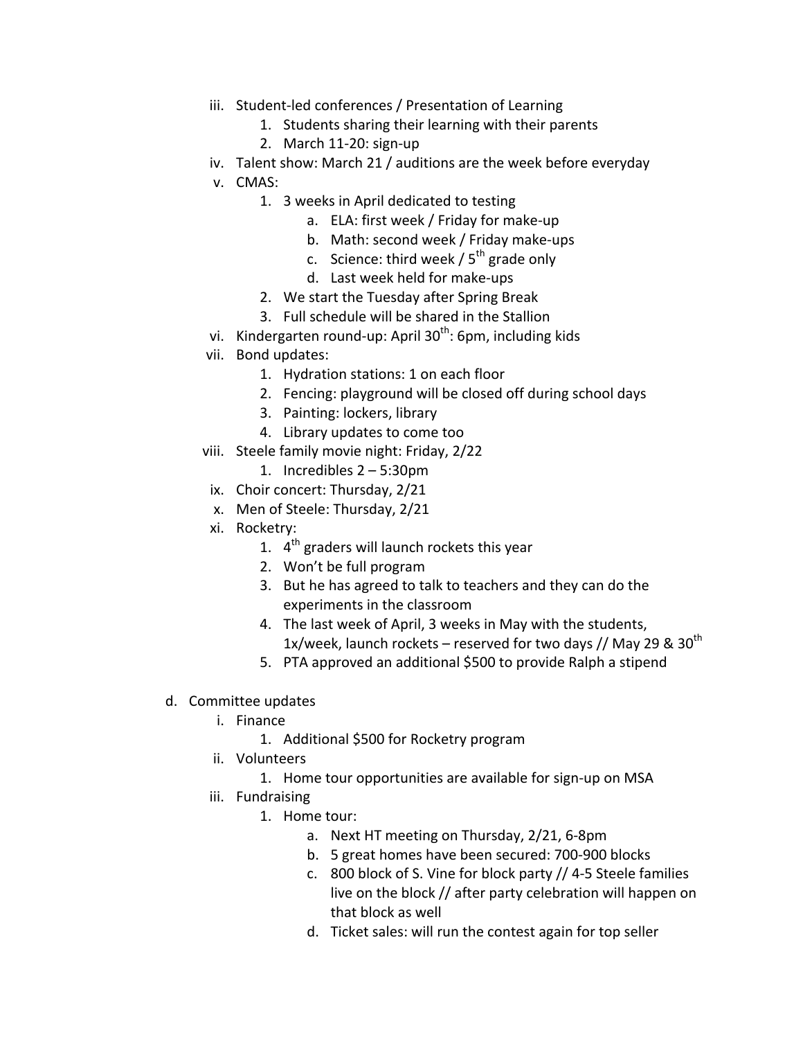iii. Student-led conferences / Presentation of Learning
      1. Students sharing their learning with their parents
      2. March 11-20: sign-up
   iv. Talent show: March 21 / auditions are the week before everyday
   v. CMAS:
      1. 3 weeks in April dedicated to testing
         a. ELA: first week / Friday for make-up
         b. Math: second week / Friday make-ups
         c. Science: third week / 5th grade only
         d. Last week held for make-ups
      2. We start the Tuesday after Spring Break
      3. Full schedule will be shared in the Stallion
   vi. Kindergarten round-up: April 30th: 6pm, including kids
   vii. Bond updates:
      1. Hydration stations: 1 on each floor
      2. Fencing: playground will be closed off during school days
      3. Painting: lockers, library
      4. Library updates to come too
   viii. Steele family movie night: Friday, 2/22
      1. Incredibles 2 – 5:30pm
   ix. Choir concert: Thursday, 2/21
   x. Men of Steele: Thursday, 2/21
   xi. Rocketry:
      1. 4th graders will launch rockets this year
      2. Won't be full program
      3. But he has agreed to talk to teachers and they can do the experiments in the classroom
      4. The last week of April, 3 weeks in May with the students, 1x/week, launch rockets – reserved for two days // May 29 & 30th
      5. PTA approved an additional $500 to provide Ralph a stipend

d. Committee updates
   i. Finance
      1. Additional $500 for Rocketry program
   ii. Volunteers
      1. Home tour opportunities are available for sign-up on MSA
   iii. Fundraising
      1. Home tour:
         a. Next HT meeting on Thursday, 2/21, 6-8pm
         b. 5 great homes have been secured: 700-900 blocks
         c. 800 block of S. Vine for block party // 4-5 Steele families live on the block // after party celebration will happen on that block as well
         d. Ticket sales: will run the contest again for top seller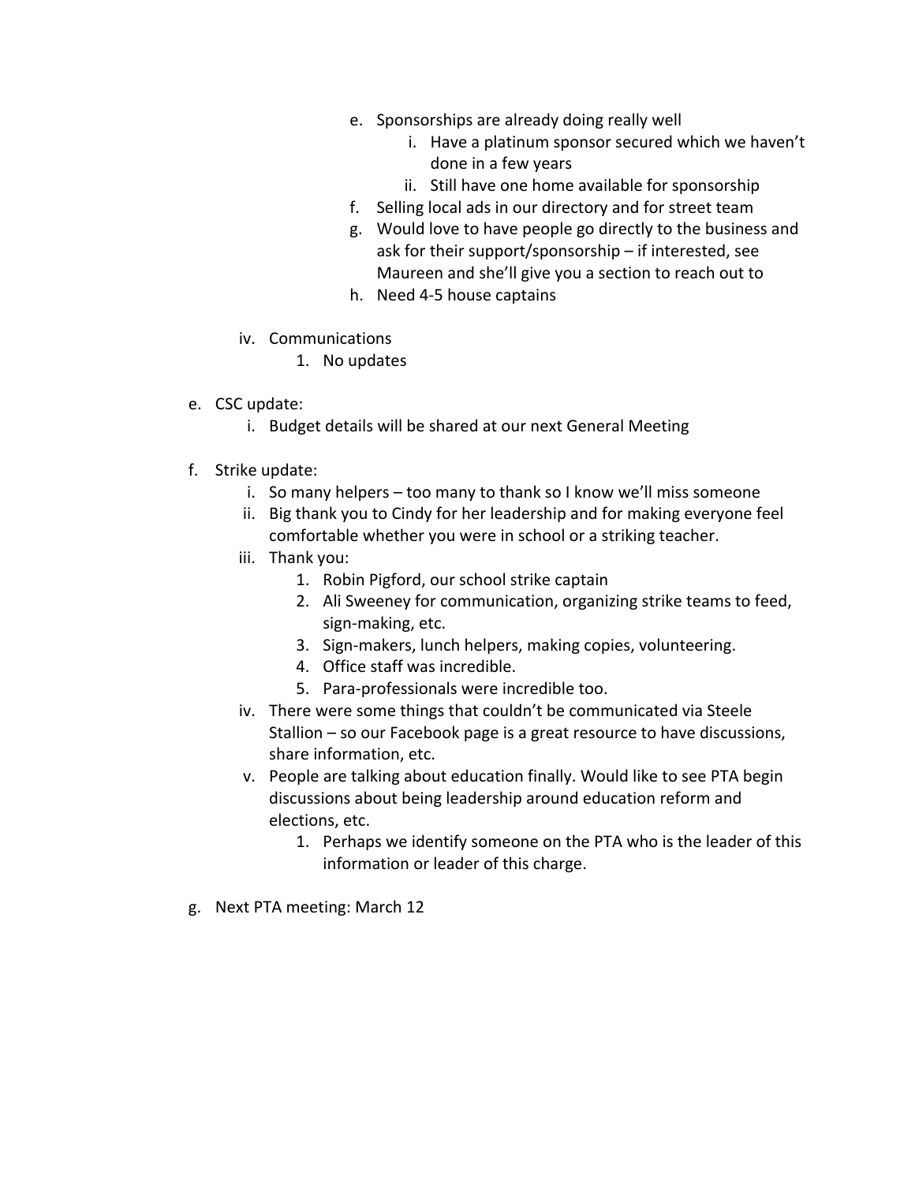e. Sponsorships are already doing really well
            i. Have a platinum sponsor secured which we haven't done in a few years
            ii. Still have one home available for sponsorship
        f. Selling local ads in our directory and for street team
        g. Would love to have people go directly to the business and ask for their support/sponsorship – if interested, see Maureen and she'll give you a section to reach out to
        h. Need 4-5 house captains

    iv. Communications
        1. No updates

e. CSC update:
    i. Budget details will be shared at our next General Meeting

f. Strike update:
    i. So many helpers – too many to thank so I know we'll miss someone
    ii. Big thank you to Cindy for her leadership and for making everyone feel comfortable whether you were in school or a striking teacher.
    iii. Thank you:
        1. Robin Pigford, our school strike captain
        2. Ali Sweeney for communication, organizing strike teams to feed, sign-making, etc.
        3. Sign-makers, lunch helpers, making copies, volunteering.
        4. Office staff was incredible.
        5. Para-professionals were incredible too.
    iv. There were some things that couldn't be communicated via Steele Stallion – so our Facebook page is a great resource to have discussions, share information, etc.
    v. People are talking about education finally. Would like to see PTA begin discussions about being leadership around education reform and elections, etc.
        1. Perhaps we identify someone on the PTA who is the leader of this information or leader of this charge.

g. Next PTA meeting: March 12